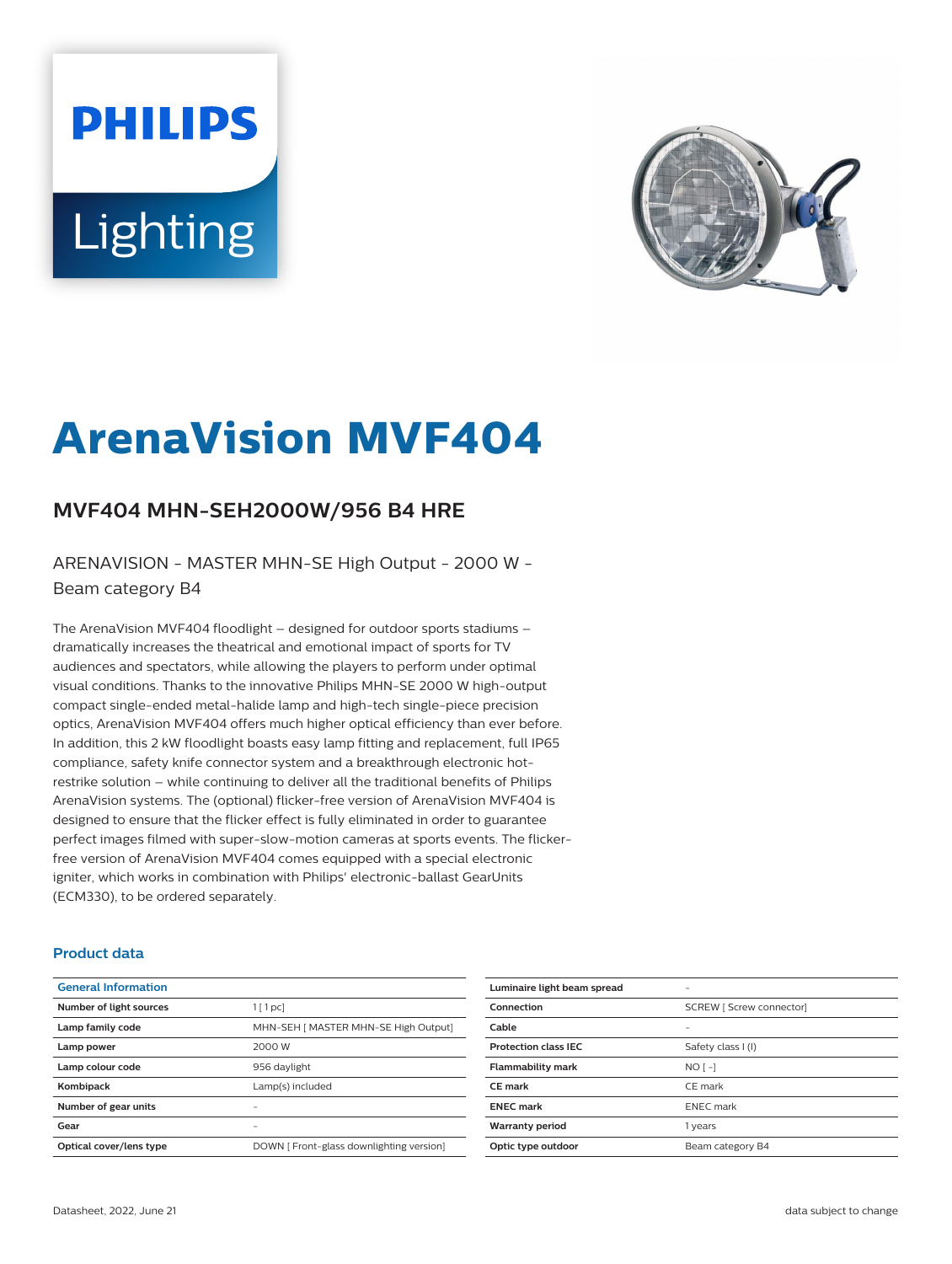# ArenaVision MVF404

## MVF404 MHN-SEH2000W/956 B4 HRE

ARENAVISION - MASTER MHN-SE High Output - 2000 W - Beam category B4

The ArenaVision MVF404 floodlight – designed for outdoor sports stadiums – dramatically increases the theatrical and emotional impact of sports for TV audiences and spectators, while allowing the players to perform under optimal visual conditions. Thanks to the innovative Philips MHN-SE 2000 W high-output compact single-ended metal-halide lamp and high-tech single-piece precision optics, ArenaVision MVF404 offers much higher optical efficiency than ever before. In addition, this 2 kW floodlight boasts easy lamp fitting and replacement, full IP65 compliance, safety knife connector system and a breakthrough electronic hot-restrike solution – while continuing to deliver all the traditional benefits of Philips ArenaVision systems. The (optional) flicker-free version of ArenaVision MVF404 is designed to ensure that the flicker effect is fully eliminated in order to guarantee perfect images filmed with super-slow-motion cameras at sports events. The flicker-free version of ArenaVision MVF404 comes equipped with a special electronic igniter, which works in combination with Philips' electronic-ballast GearUnits (ECM330), to be ordered separately.

### Product data

| General Information | |
|---|---|
| Number of light sources | 1 [ 1 pc] |
| Lamp family code | MHN-SEH [ MASTER MHN-SE High Output] |
| Lamp power | 2000 W |
| Lamp colour code | 956 daylight |
| Kombipack | Lamp(s) included |
| Number of gear units | - |
| Gear | - |
| Optical cover/lens type | DOWN [ Front-glass downlighting version] |
| Luminaire light beam spread | - |
| Connection | SCREW [ Screw connector] |
| Cable | - |
| Protection class IEC | Safety class I (I) |
| Flammability mark | NO [ -] |
| CE mark | CE mark |
| ENEC mark | ENEC mark |
| Warranty period | 1 years |
| Optic type outdoor | Beam category B4 |

Datasheet, 2022, June 21 data subject to change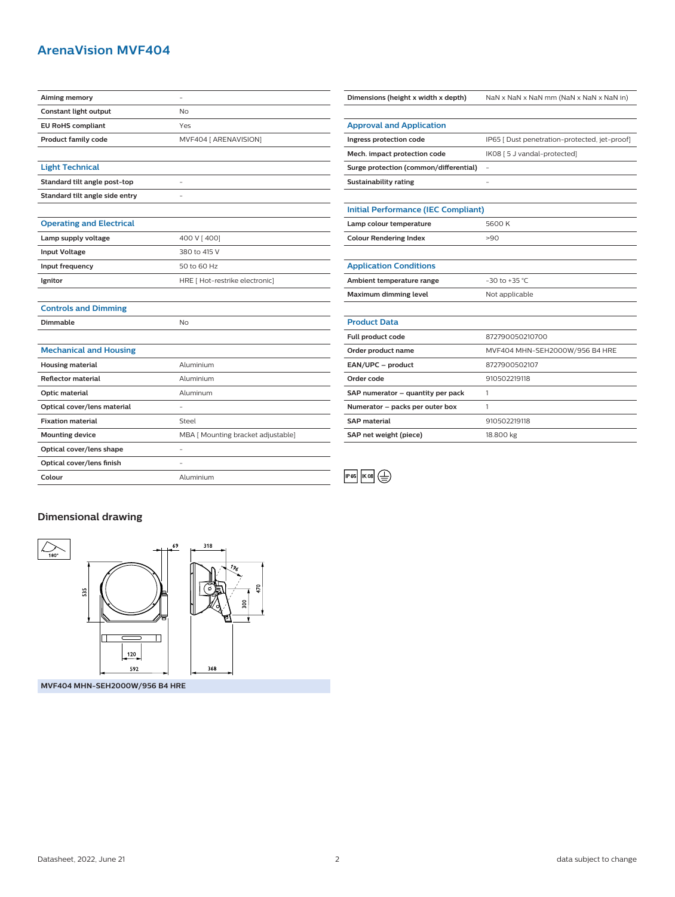# ArenaVision MVF404

| | |
|---|---|
| **Aiming memory** | - |
| **Constant light output** | No |
| **EU RoHS compliant** | Yes |
| **Product family code** | MVF404 [ ARENAVISION] |

## Light Technical

| | |
|---|---|
| **Standard tilt angle post-top** | - |
| **Standard tilt angle side entry** | - |

## Operating and Electrical

| | |
|---|---|
| **Lamp supply voltage** | 400 V [ 400] |
| **Input Voltage** | 380 to 415 V |
| **Input frequency** | 50 to 60 Hz |
| **Ignitor** | HRE [ Hot-restrike electronic] |

## Controls and Dimming

| | |
|---|---|
| **Dimmable** | No |

## Mechanical and Housing

| | |
|---|---|
| **Housing material** | Aluminium |
| **Reflector material** | Aluminium |
| **Optic material** | Aluminum |
| **Optical cover/lens material** | - |
| **Fixation material** | Steel |
| **Mounting device** | MBA [ Mounting bracket adjustable] |
| **Optical cover/lens shape** | - |
| **Optical cover/lens finish** | - |
| **Colour** | Aluminium |

| | |
|---|---|
| **Dimensions (height x width x depth)** | NaN x NaN x NaN mm (NaN x NaN x NaN in) |

## Approval and Application

| | |
|---|---|
| **Ingress protection code** | IP65 [ Dust penetration-protected, jet-proof] |
| **Mech. impact protection code** | IK08 [ 5 J vandal-protected] |
| **Surge protection (common/differential)** | - |
| **Sustainability rating** | - |

## Initial Performance (IEC Compliant)

| | |
|---|---|
| **Lamp colour temperature** | 5600 K |
| **Colour Rendering Index** | >90 |

## Application Conditions

| | |
|---|---|
| **Ambient temperature range** | -30 to +35 °C |
| **Maximum dimming level** | Not applicable |

## Product Data

| | |
|---|---|
| **Full product code** | 872790050210700 |
| **Order product name** | MVF404 MHN-SEH2000W/956 B4 HRE |
| **EAN/UPC – product** | 8727900502107 |
| **Order code** | 910502219118 |
| **SAP numerator – quantity per pack** | 1 |
| **Numerator – packs per outer box** | 1 |
| **SAP material** | 910502219118 |
| **SAP net weight (piece)** | 18.800 kg |

IP65 IK08

## Dimensional drawing

180° 69 318 196 535 470 300 120 592 368

**MVF404 MHN-SEH2000W/956 B4 HRE**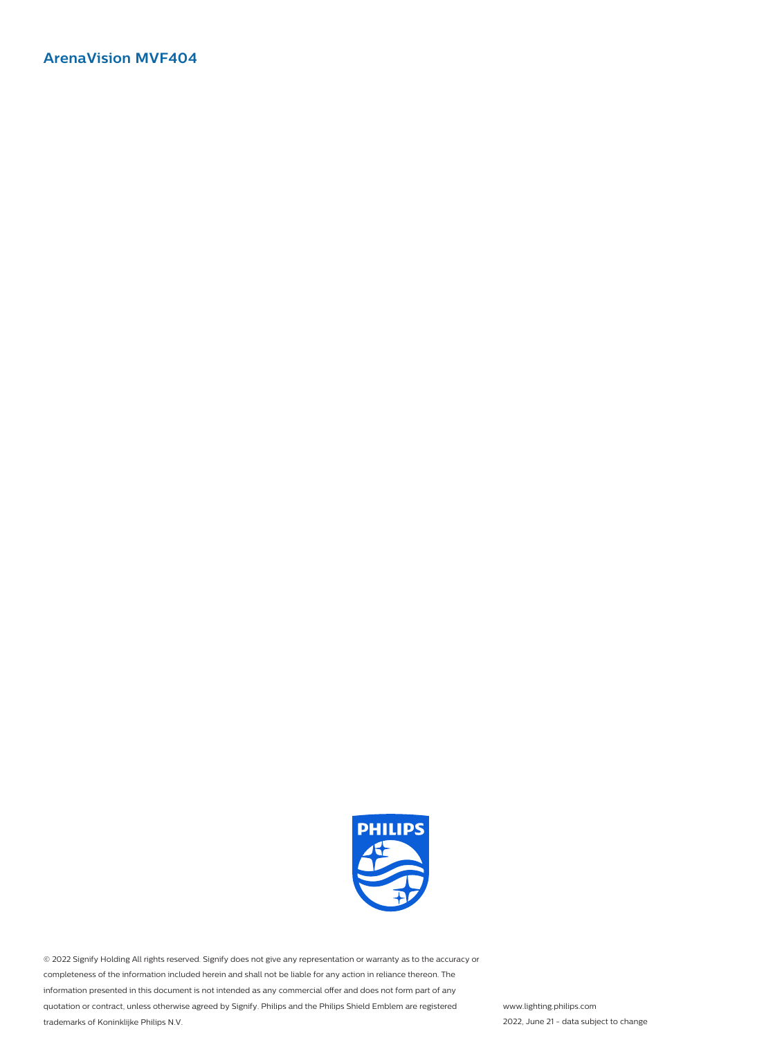## ArenaVision MVF404

© 2022 Signify Holding All rights reserved. Signify does not give any representation or warranty as to the accuracy or completeness of the information included herein and shall not be liable for any action in reliance thereon. The information presented in this document is not intended as any commercial offer and does not form part of any quotation or contract, unless otherwise agreed by Signify. Philips and the Philips Shield Emblem are registered trademarks of Koninklijke Philips N.V.

www.lighting.philips.com

2022, June 21 - data subject to change